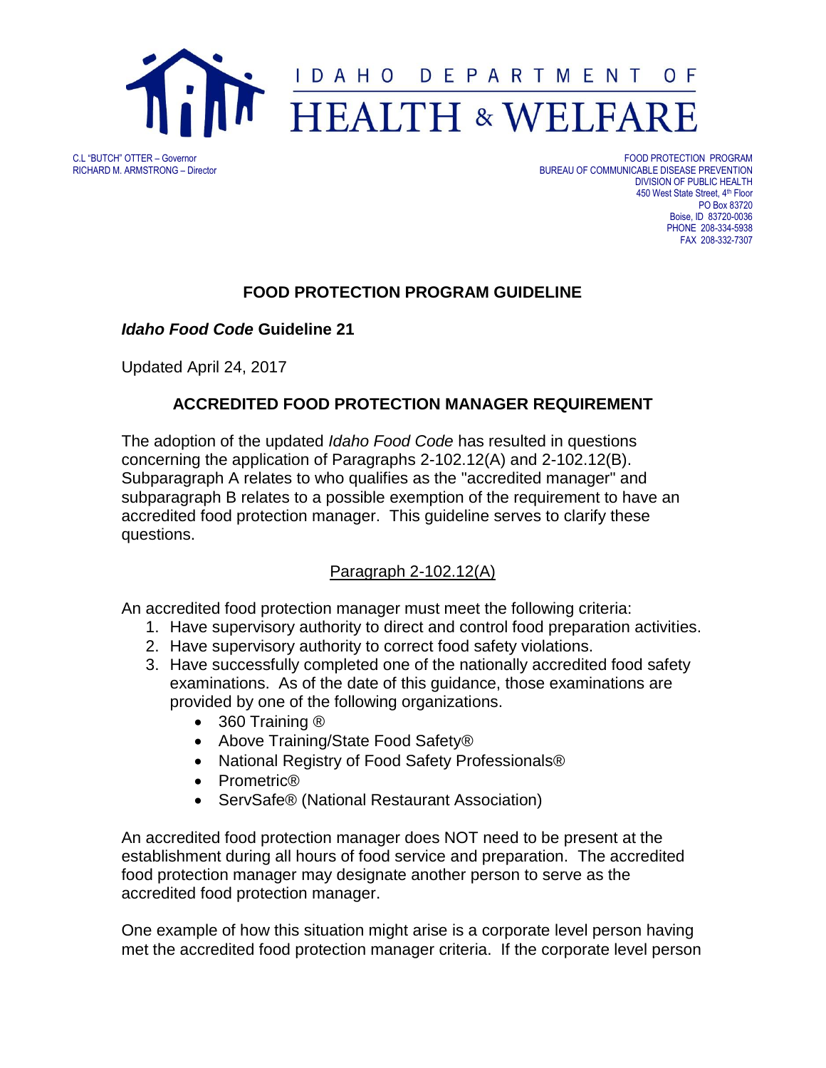# IDAHO DEPARTMENT OF HEALTH & WELFARE

C.L "BUTCH" OTTER – Governor
RICHARD M. ARMSTRONG – Director

FOOD PROTECTION PROGRAM
BUREAU OF COMMUNICABLE DISEASE PREVENTION
DIVISION OF PUBLIC HEALTH
450 West State Street, 4th Floor
PO Box 83720
Boise, ID 83720-0036
PHONE 208-334-5938
FAX 208-332-7307

## FOOD PROTECTION PROGRAM GUIDELINE

***Idaho Food Code* Guideline 21**

Updated April 24, 2017

### ACCREDITED FOOD PROTECTION MANAGER REQUIREMENT

The adoption of the updated *Idaho Food Code* has resulted in questions concerning the application of Paragraphs 2-102.12(A) and 2-102.12(B). Subparagraph A relates to who qualifies as the "accredited manager" and subparagraph B relates to a possible exemption of the requirement to have an accredited food protection manager. This guideline serves to clarify these questions.

#### Paragraph 2-102.12(A)

An accredited food protection manager must meet the following criteria:

1. Have supervisory authority to direct and control food preparation activities.
2. Have supervisory authority to correct food safety violations.
3. Have successfully completed one of the nationally accredited food safety examinations. As of the date of this guidance, those examinations are provided by one of the following organizations.
   - 360 Training ®
   - Above Training/State Food Safety®
   - National Registry of Food Safety Professionals®
   - Prometric®
   - ServSafe® (National Restaurant Association)

An accredited food protection manager does NOT need to be present at the establishment during all hours of food service and preparation. The accredited food protection manager may designate another person to serve as the accredited food protection manager.

One example of how this situation might arise is a corporate level person having met the accredited food protection manager criteria. If the corporate level person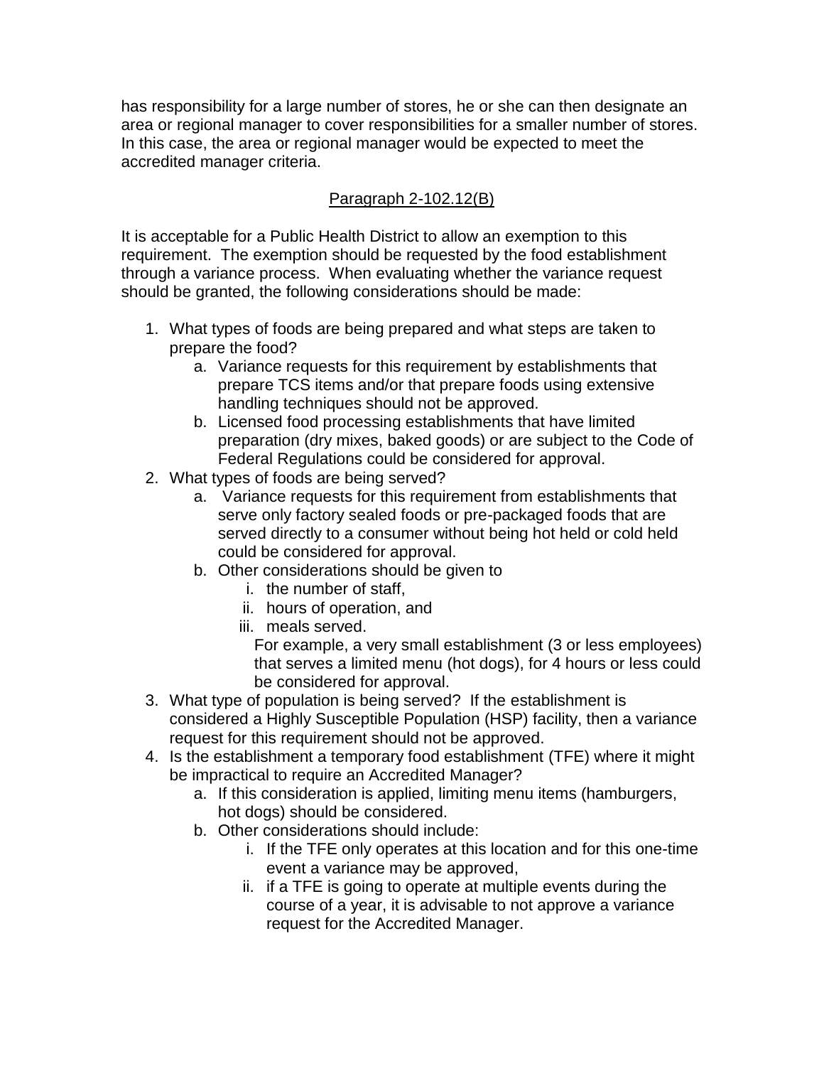has responsibility for a large number of stores, he or she can then designate an area or regional manager to cover responsibilities for a smaller number of stores. In this case, the area or regional manager would be expected to meet the accredited manager criteria.

## Paragraph 2-102.12(B)

It is acceptable for a Public Health District to allow an exemption to this requirement. The exemption should be requested by the food establishment through a variance process. When evaluating whether the variance request should be granted, the following considerations should be made:

1. What types of foods are being prepared and what steps are taken to prepare the food?
   a. Variance requests for this requirement by establishments that prepare TCS items and/or that prepare foods using extensive handling techniques should not be approved.
   b. Licensed food processing establishments that have limited preparation (dry mixes, baked goods) or are subject to the Code of Federal Regulations could be considered for approval.
2. What types of foods are being served?
   a. Variance requests for this requirement from establishments that serve only factory sealed foods or pre-packaged foods that are served directly to a consumer without being hot held or cold held could be considered for approval.
   b. Other considerations should be given to
      i. the number of staff,
      ii. hours of operation, and
      iii. meals served.

      For example, a very small establishment (3 or less employees) that serves a limited menu (hot dogs), for 4 hours or less could be considered for approval.
3. What type of population is being served? If the establishment is considered a Highly Susceptible Population (HSP) facility, then a variance request for this requirement should not be approved.
4. Is the establishment a temporary food establishment (TFE) where it might be impractical to require an Accredited Manager?
   a. If this consideration is applied, limiting menu items (hamburgers, hot dogs) should be considered.
   b. Other considerations should include:
      i. If the TFE only operates at this location and for this one-time event a variance may be approved,
      ii. if a TFE is going to operate at multiple events during the course of a year, it is advisable to not approve a variance request for the Accredited Manager.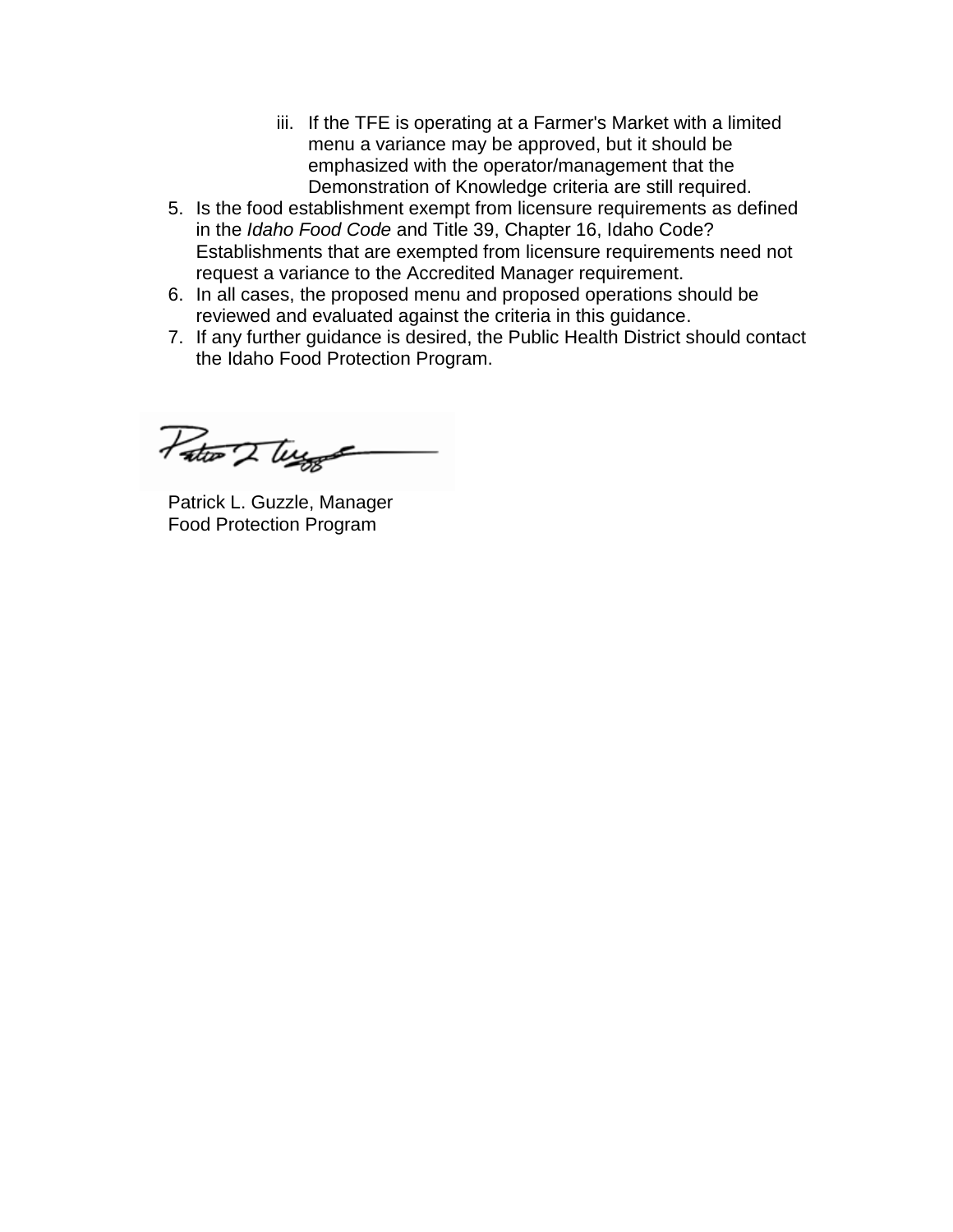iii. If the TFE is operating at a Farmer's Market with a limited menu a variance may be approved, but it should be emphasized with the operator/management that the Demonstration of Knowledge criteria are still required.

5. Is the food establishment exempt from licensure requirements as defined in the *Idaho Food Code* and Title 39, Chapter 16, Idaho Code? Establishments that are exempted from licensure requirements need not request a variance to the Accredited Manager requirement.
6. In all cases, the proposed menu and proposed operations should be reviewed and evaluated against the criteria in this guidance.
7. If any further guidance is desired, the Public Health District should contact the Idaho Food Protection Program.

Patrick L. Guzzle, Manager
Food Protection Program